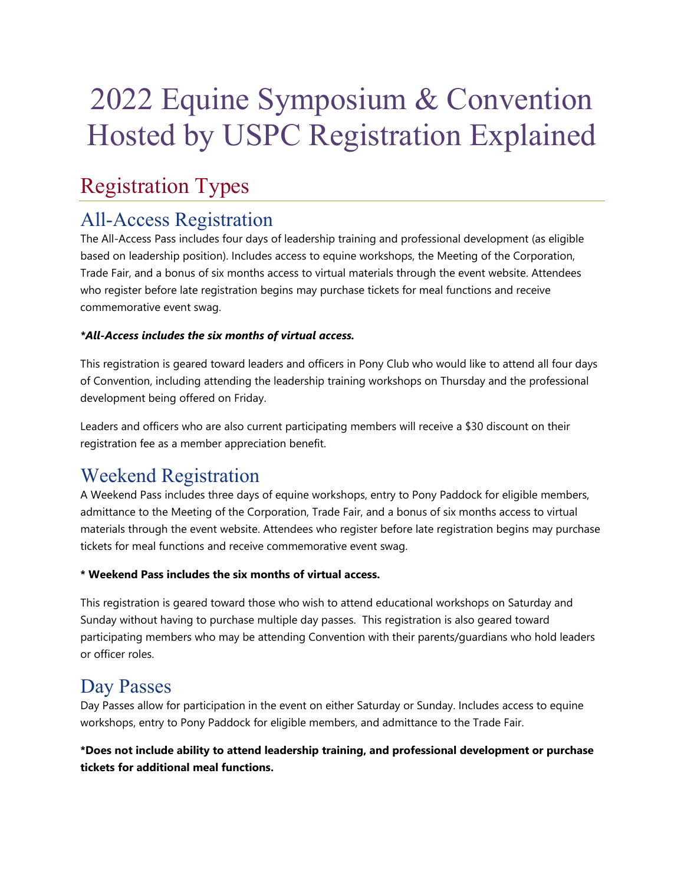# 2022 Equine Symposium & Convention Hosted by USPC Registration Explained

## Registration Types

### All-Access Registration

The All-Access Pass includes four days of leadership training and professional development (as eligible based on leadership position). Includes access to equine workshops, the Meeting of the Corporation, Trade Fair, and a bonus of six months access to virtual materials through the event website. Attendees who register before late registration begins may purchase tickets for meal functions and receive commemorative event swag.

***All-Access includes the six months of virtual access.***

This registration is geared toward leaders and officers in Pony Club who would like to attend all four days of Convention, including attending the leadership training workshops on Thursday and the professional development being offered on Friday.

Leaders and officers who are also current participating members will receive a $30 discount on their registration fee as a member appreciation benefit.

### Weekend Registration

A Weekend Pass includes three days of equine workshops, entry to Pony Paddock for eligible members, admittance to the Meeting of the Corporation, Trade Fair, and a bonus of six months access to virtual materials through the event website. Attendees who register before late registration begins may purchase tickets for meal functions and receive commemorative event swag.

**\* Weekend Pass includes the six months of virtual access.**

This registration is geared toward those who wish to attend educational workshops on Saturday and Sunday without having to purchase multiple day passes. This registration is also geared toward participating members who may be attending Convention with their parents/guardians who hold leaders or officer roles.

### Day Passes

Day Passes allow for participation in the event on either Saturday or Sunday. Includes access to equine workshops, entry to Pony Paddock for eligible members, and admittance to the Trade Fair.

**\*Does not include ability to attend leadership training, and professional development or purchase tickets for additional meal functions.**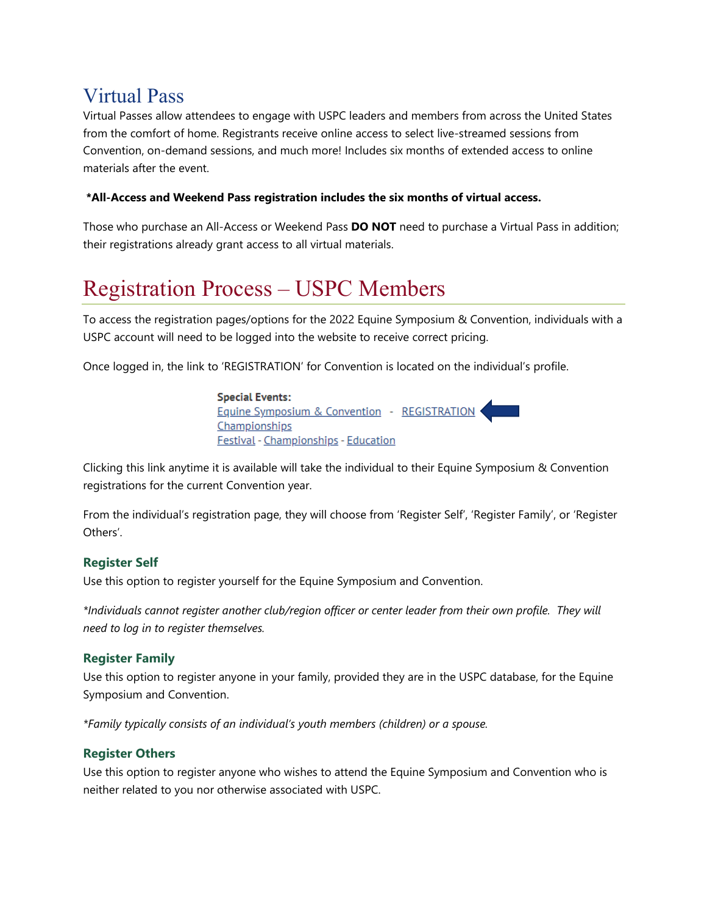## Virtual Pass

Virtual Passes allow attendees to engage with USPC leaders and members from across the United States from the comfort of home. Registrants receive online access to select live-streamed sessions from Convention, on-demand sessions, and much more! Includes six months of extended access to online materials after the event.

**\*All-Access and Weekend Pass registration includes the six months of virtual access.**

Those who purchase an All-Access or Weekend Pass **DO NOT** need to purchase a Virtual Pass in addition; their registrations already grant access to all virtual materials.

# Registration Process – USPC Members

To access the registration pages/options for the 2022 Equine Symposium & Convention, individuals with a USPC account will need to be logged into the website to receive correct pricing.

Once logged in, the link to 'REGISTRATION' for Convention is located on the individual's profile.

**Special Events:**
Equine Symposium & Convention - REGISTRATION
Championships
Festival - Championships - Education

Clicking this link anytime it is available will take the individual to their Equine Symposium & Convention registrations for the current Convention year.

From the individual's registration page, they will choose from 'Register Self', 'Register Family', or 'Register Others'.

### Register Self

Use this option to register yourself for the Equine Symposium and Convention.

*\*Individuals cannot register another club/region officer or center leader from their own profile. They will need to log in to register themselves.*

### Register Family

Use this option to register anyone in your family, provided they are in the USPC database, for the Equine Symposium and Convention.

*\*Family typically consists of an individual's youth members (children) or a spouse.*

### Register Others

Use this option to register anyone who wishes to attend the Equine Symposium and Convention who is neither related to you nor otherwise associated with USPC.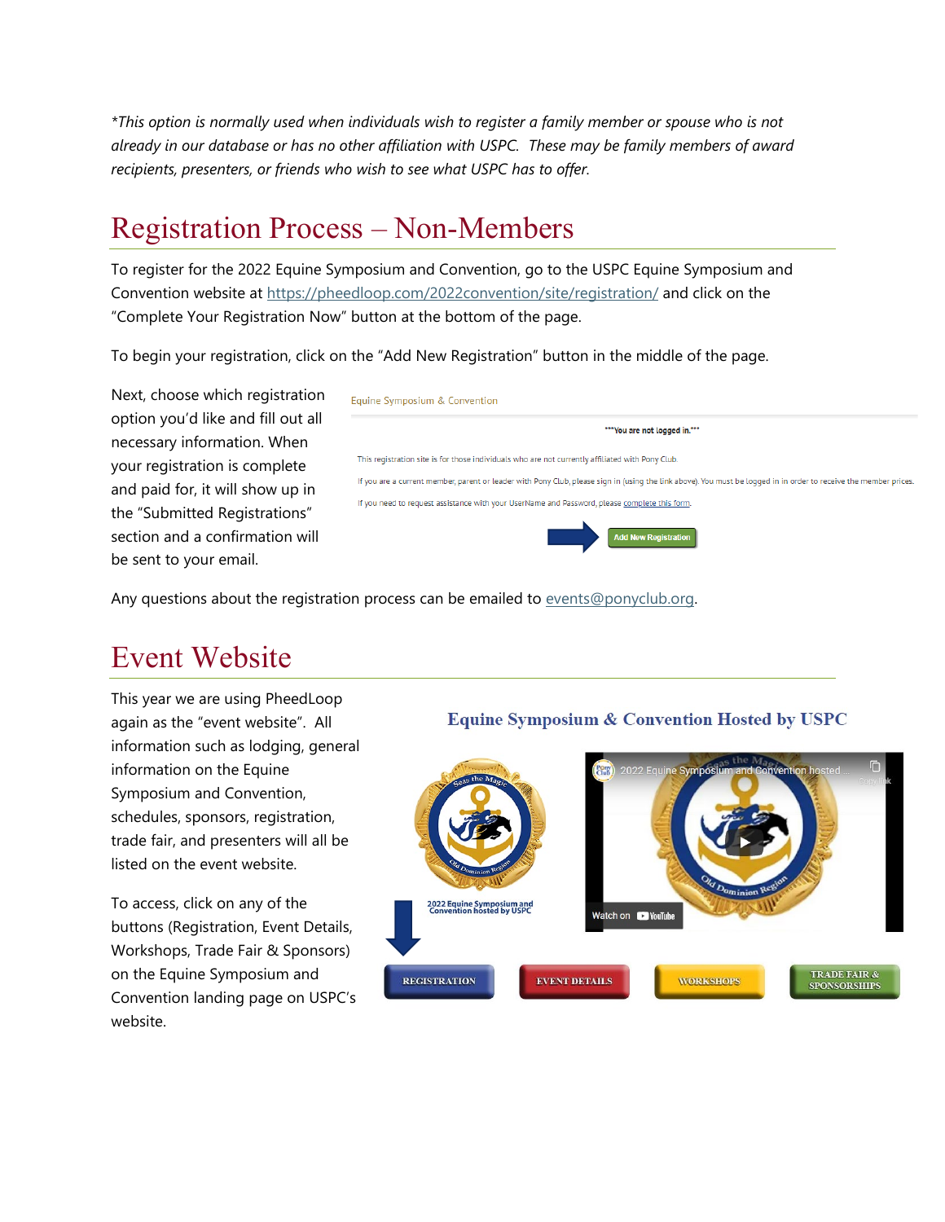*\*This option is normally used when individuals wish to register a family member or spouse who is not already in our database or has no other affiliation with USPC. These may be family members of award recipients, presenters, or friends who wish to see what USPC has to offer.*

# Registration Process – Non-Members

To register for the 2022 Equine Symposium and Convention, go to the USPC Equine Symposium and Convention website at https://pheedloop.com/2022convention/site/registration/ and click on the "Complete Your Registration Now" button at the bottom of the page.

To begin your registration, click on the "Add New Registration" button in the middle of the page.

Next, choose which registration option you'd like and fill out all necessary information. When your registration is complete and paid for, it will show up in the "Submitted Registrations" section and a confirmation will be sent to your email.

Equine Symposium & Convention

\*\*\*You are not logged in.\*\*\*

This registration site is for those individuals who are not currently affiliated with Pony Club.

If you are a current member, parent or leader with Pony Club, please sign in (using the Link above). You must be logged in in order to receive the member prices.

If you need to request assistance with your UserName and Password, please complete this form.

Add New Registration

Any questions about the registration process can be emailed to events@ponyclub.org.

# Event Website

This year we are using PheedLoop again as the "event website". All information such as lodging, general information on the Equine Symposium and Convention, schedules, sponsors, registration, trade fair, and presenters will all be listed on the event website.

To access, click on any of the buttons (Registration, Event Details, Workshops, Trade Fair & Sponsors) on the Equine Symposium and Convention landing page on USPC's website.

Equine Symposium & Convention Hosted by USPC

2022 Equine Symposium and Convention hosted by USPC

REGISTRATION | EVENT DETAILS | WORKSHOPS | TRADE FAIR & SPONSORSHIPS